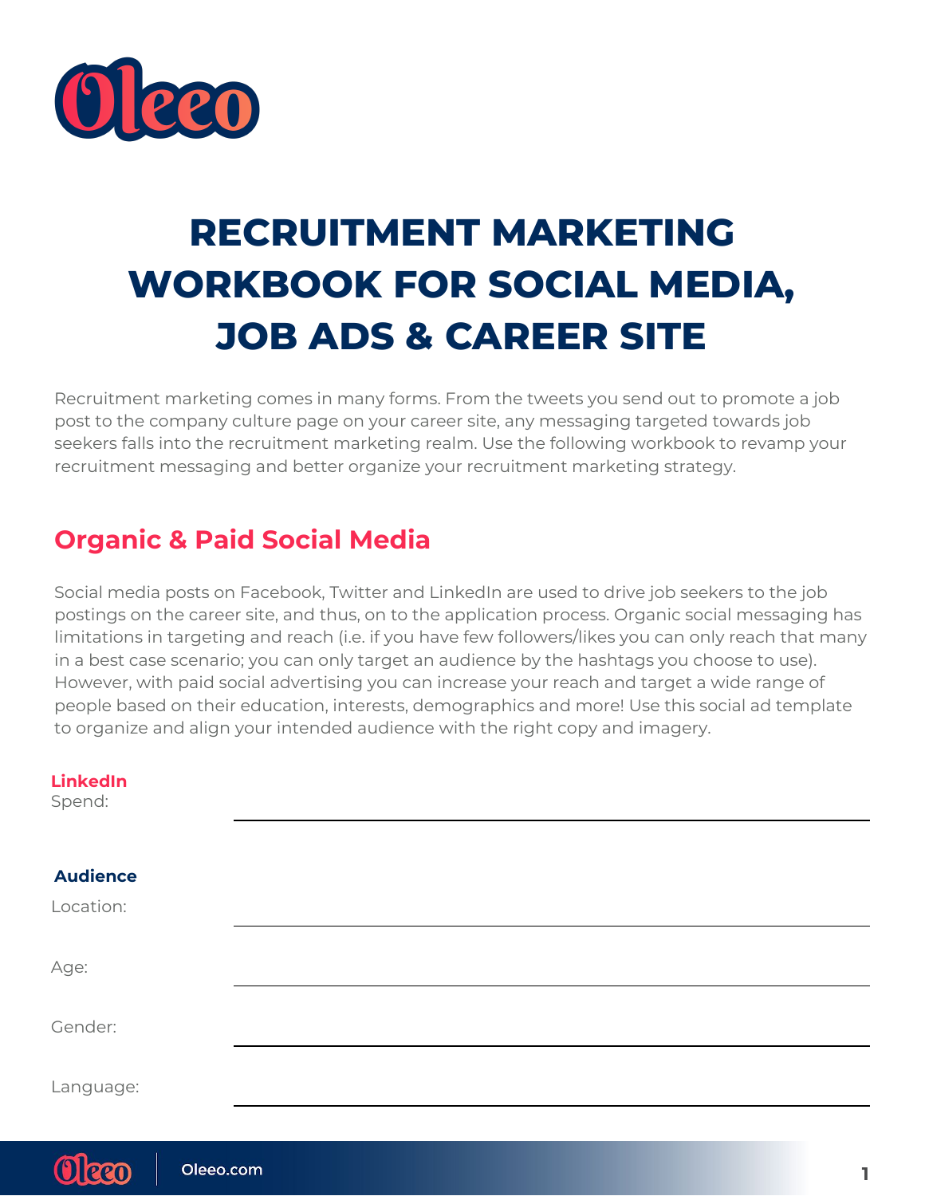# RECRUITMENT MARKETING WORKBOOK FOR SOCIAL MEDIA, JOB ADS & CAREER SITE

Recruitment marketing comes in many forms. From the tweets you send out to promote a job post to the company culture page on your career site, any messaging targeted towards job seekers falls into the recruitment marketing realm. Use the following workbook to revamp your recruitment messaging and better organize your recruitment marketing strategy.

## Organic & Paid Social Media

Social media posts on Facebook, Twitter and LinkedIn are used to drive job seekers to the job postings on the career site, and thus, on to the application process. Organic social messaging has limitations in targeting and reach (i.e. if you have few followers/likes you can only reach that many in a best case scenario; you can only target an audience by the hashtags you choose to use). However, with paid social advertising you can increase your reach and target a wide range of people based on their education, interests, demographics and more! Use this social ad template to organize and align your intended audience with the right copy and imagery.

**LinkedIn**

Spend: ______________________________

**Audience**

Location: ______________________________

Age: ______________________________

Gender: ______________________________

Language: ______________________________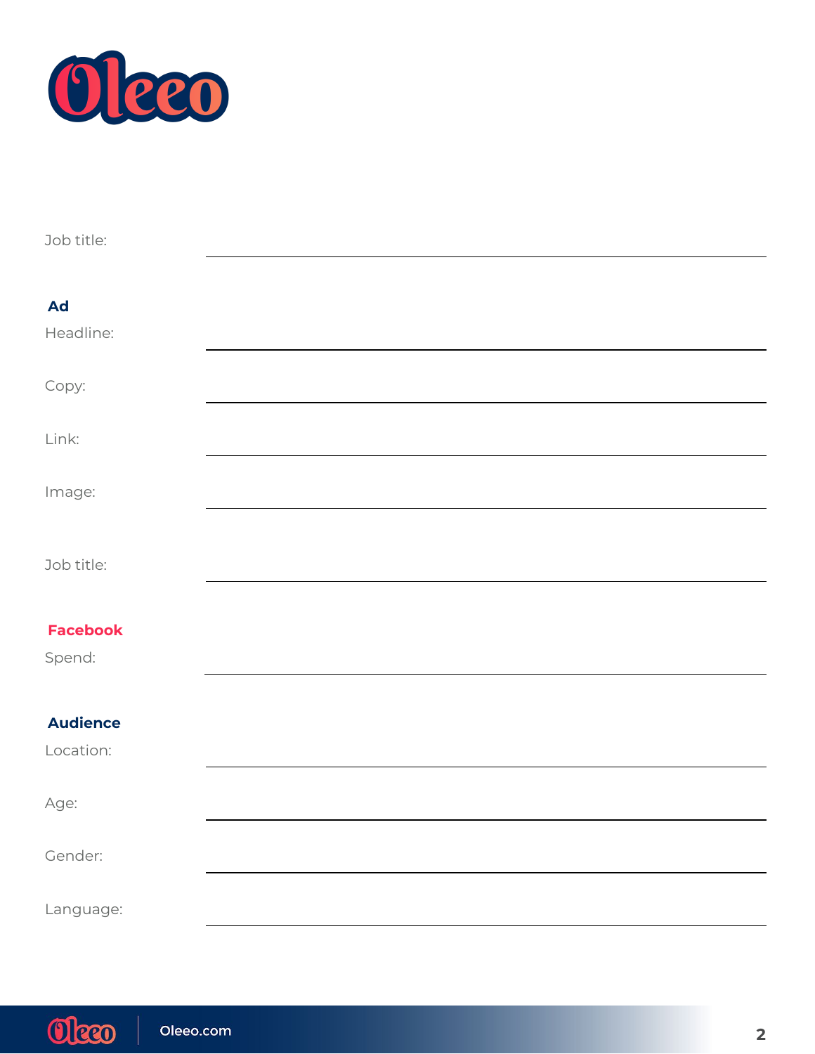Job title: \_\_\_\_\_\_\_\_\_\_\_\_\_\_\_\_\_\_\_\_\_\_\_\_\_\_\_\_\_\_

**Ad**

Headline: \_\_\_\_\_\_\_\_\_\_\_\_\_\_\_\_\_\_\_\_\_\_\_\_\_\_\_\_\_\_

Copy: \_\_\_\_\_\_\_\_\_\_\_\_\_\_\_\_\_\_\_\_\_\_\_\_\_\_\_\_\_\_

Link: \_\_\_\_\_\_\_\_\_\_\_\_\_\_\_\_\_\_\_\_\_\_\_\_\_\_\_\_\_\_

Image: \_\_\_\_\_\_\_\_\_\_\_\_\_\_\_\_\_\_\_\_\_\_\_\_\_\_\_\_\_\_

Job title: \_\_\_\_\_\_\_\_\_\_\_\_\_\_\_\_\_\_\_\_\_\_\_\_\_\_\_\_\_\_

**Facebook**

Spend: \_\_\_\_\_\_\_\_\_\_\_\_\_\_\_\_\_\_\_\_\_\_\_\_\_\_\_\_\_\_

**Audience**

Location: \_\_\_\_\_\_\_\_\_\_\_\_\_\_\_\_\_\_\_\_\_\_\_\_\_\_\_\_\_\_

Age: \_\_\_\_\_\_\_\_\_\_\_\_\_\_\_\_\_\_\_\_\_\_\_\_\_\_\_\_\_\_

Gender: \_\_\_\_\_\_\_\_\_\_\_\_\_\_\_\_\_\_\_\_\_\_\_\_\_\_\_\_\_\_

Language: \_\_\_\_\_\_\_\_\_\_\_\_\_\_\_\_\_\_\_\_\_\_\_\_\_\_\_\_\_\_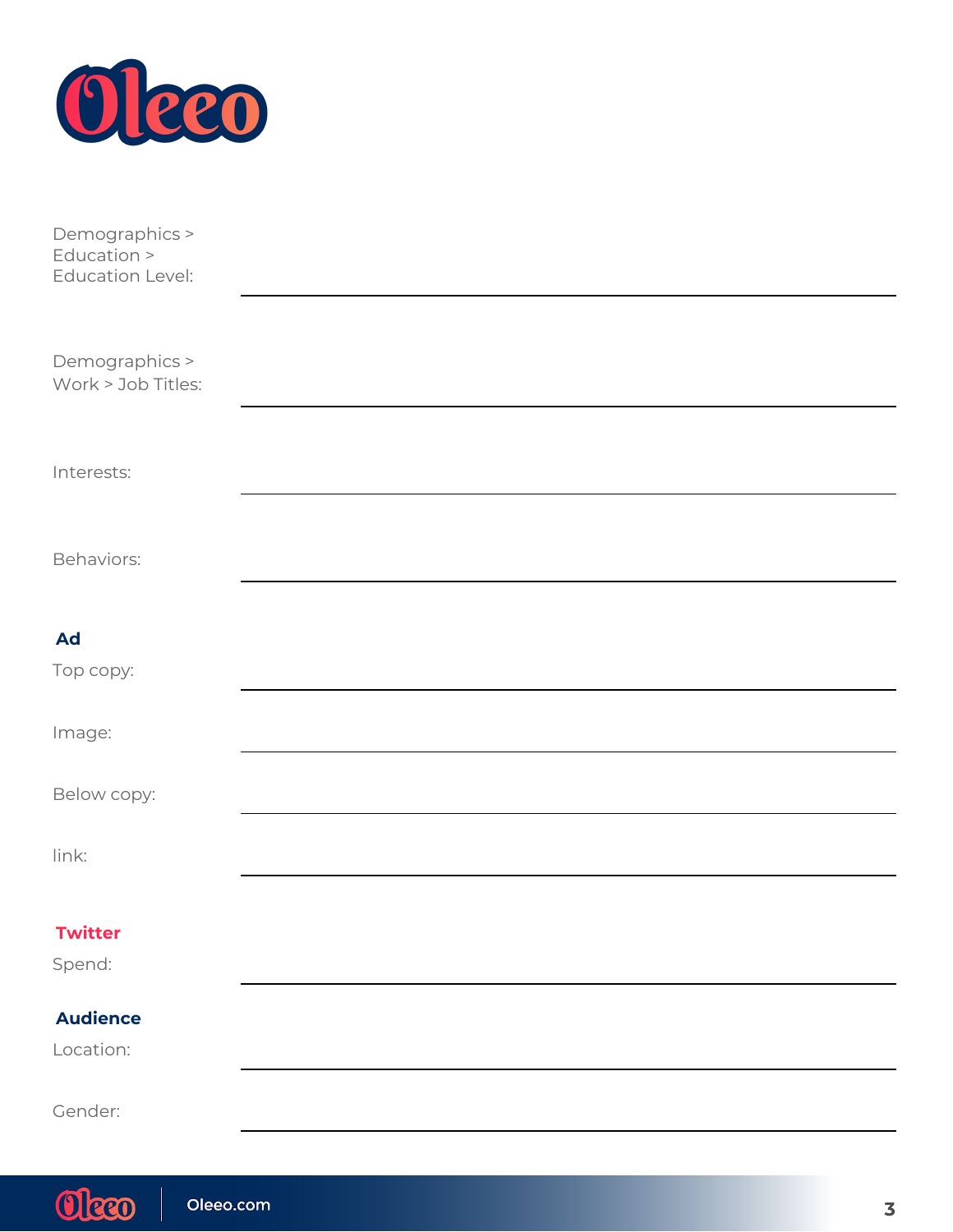Demographics > Education > Education Level: \_\_\_\_\_\_\_\_\_\_\_\_\_\_\_\_\_\_\_\_\_\_\_\_\_\_\_\_\_\_\_\_\_\_\_\_\_\_

Demographics > Work > Job Titles: \_\_\_\_\_\_\_\_\_\_\_\_\_\_\_\_\_\_\_\_\_\_\_\_\_\_\_\_\_\_\_\_\_\_\_\_\_\_

Interests: \_\_\_\_\_\_\_\_\_\_\_\_\_\_\_\_\_\_\_\_\_\_\_\_\_\_\_\_\_\_\_\_\_\_\_\_\_\_

Behaviors: \_\_\_\_\_\_\_\_\_\_\_\_\_\_\_\_\_\_\_\_\_\_\_\_\_\_\_\_\_\_\_\_\_\_\_\_\_\_

**Ad**

Top copy: \_\_\_\_\_\_\_\_\_\_\_\_\_\_\_\_\_\_\_\_\_\_\_\_\_\_\_\_\_\_\_\_\_\_\_\_\_\_

Image: \_\_\_\_\_\_\_\_\_\_\_\_\_\_\_\_\_\_\_\_\_\_\_\_\_\_\_\_\_\_\_\_\_\_\_\_\_\_

Below copy: \_\_\_\_\_\_\_\_\_\_\_\_\_\_\_\_\_\_\_\_\_\_\_\_\_\_\_\_\_\_\_\_\_\_\_\_\_\_

link: \_\_\_\_\_\_\_\_\_\_\_\_\_\_\_\_\_\_\_\_\_\_\_\_\_\_\_\_\_\_\_\_\_\_\_\_\_\_

**Twitter**

Spend: \_\_\_\_\_\_\_\_\_\_\_\_\_\_\_\_\_\_\_\_\_\_\_\_\_\_\_\_\_\_\_\_\_\_\_\_\_\_

**Audience**

Location: \_\_\_\_\_\_\_\_\_\_\_\_\_\_\_\_\_\_\_\_\_\_\_\_\_\_\_\_\_\_\_\_\_\_\_\_\_\_

Gender: \_\_\_\_\_\_\_\_\_\_\_\_\_\_\_\_\_\_\_\_\_\_\_\_\_\_\_\_\_\_\_\_\_\_\_\_\_\_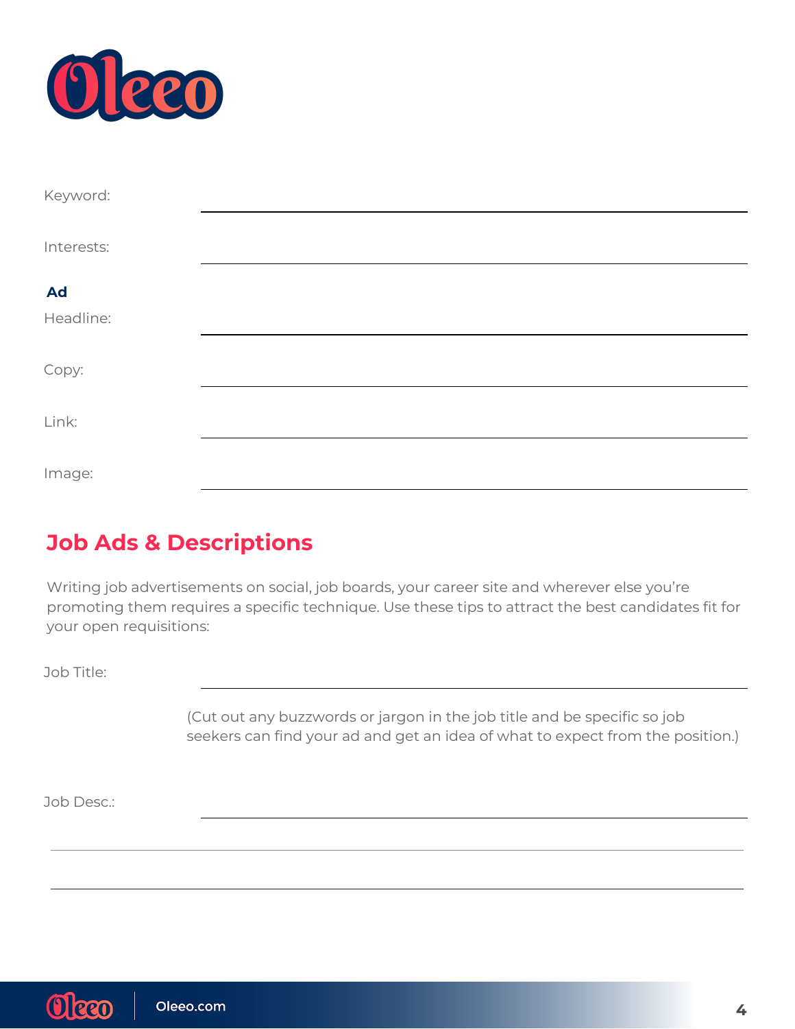Keyword: ______________________________

Interests: ______________________________

**Ad**

Headline: ______________________________

Copy: ______________________________

Link: ______________________________

Image: ______________________________

## Job Ads & Descriptions

Writing job advertisements on social, job boards, your career site and wherever else you're promoting them requires a specific technique. Use these tips to attract the best candidates fit for your open requisitions:

Job Title: ______________________________

(Cut out any buzzwords or jargon in the job title and be specific so job seekers can find your ad and get an idea of what to expect from the position.)

Job Desc.: ______________________________

______________________________

______________________________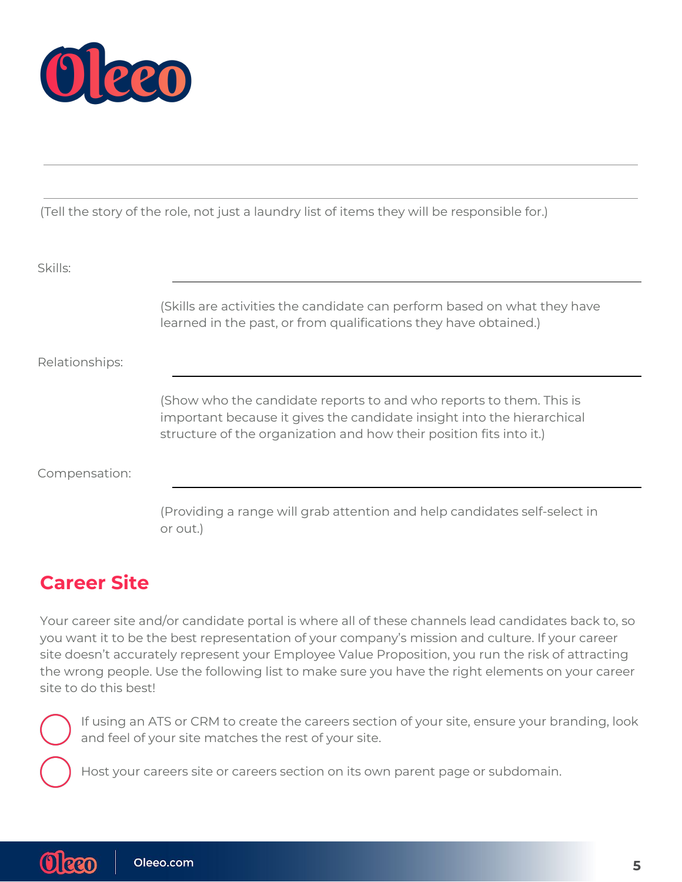(Tell the story of the role, not just a laundry list of items they will be responsible for.)

Skills: \_\_\_\_\_\_\_\_\_\_\_\_\_\_\_\_\_\_\_\_\_\_\_\_\_\_\_\_\_\_\_\_

(Skills are activities the candidate can perform based on what they have learned in the past, or from qualifications they have obtained.)

Relationships: \_\_\_\_\_\_\_\_\_\_\_\_\_\_\_\_\_\_\_\_\_\_\_\_\_\_\_\_\_\_\_\_

(Show who the candidate reports to and who reports to them. This is important because it gives the candidate insight into the hierarchical structure of the organization and how their position fits into it.)

Compensation: \_\_\_\_\_\_\_\_\_\_\_\_\_\_\_\_\_\_\_\_\_\_\_\_\_\_\_\_\_\_\_\_

(Providing a range will grab attention and help candidates self-select in or out.)

## Career Site

Your career site and/or candidate portal is where all of these channels lead candidates back to, so you want it to be the best representation of your company's mission and culture. If your career site doesn't accurately represent your Employee Value Proposition, you run the risk of attracting the wrong people. Use the following list to make sure you have the right elements on your career site to do this best!

- [ ] If using an ATS or CRM to create the careers section of your site, ensure your branding, look and feel of your site matches the rest of your site.
- [ ] Host your careers site or careers section on its own parent page or subdomain.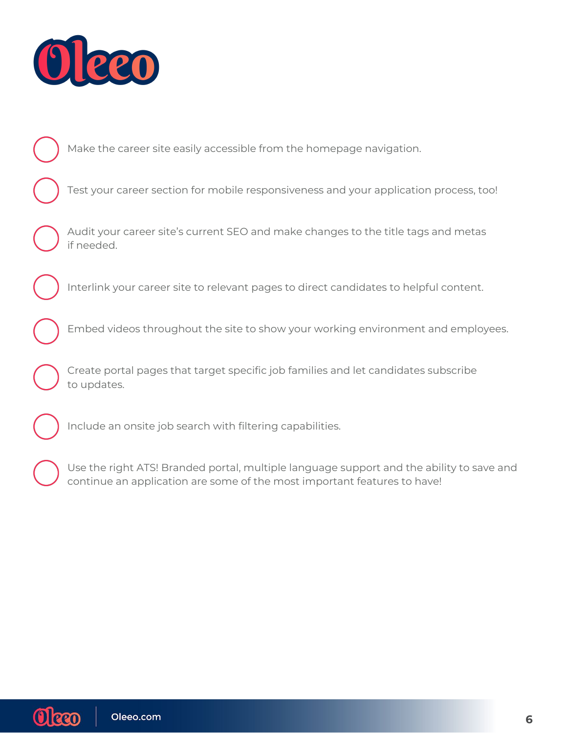- [ ] Make the career site easily accessible from the homepage navigation.
- [ ] Test your career section for mobile responsiveness and your application process, too!
- [ ] Audit your career site's current SEO and make changes to the title tags and metas if needed.
- [ ] Interlink your career site to relevant pages to direct candidates to helpful content.
- [ ] Embed videos throughout the site to show your working environment and employees.
- [ ] Create portal pages that target specific job families and let candidates subscribe to updates.
- [ ] Include an onsite job search with filtering capabilities.
- [ ] Use the right ATS! Branded portal, multiple language support and the ability to save and continue an application are some of the most important features to have!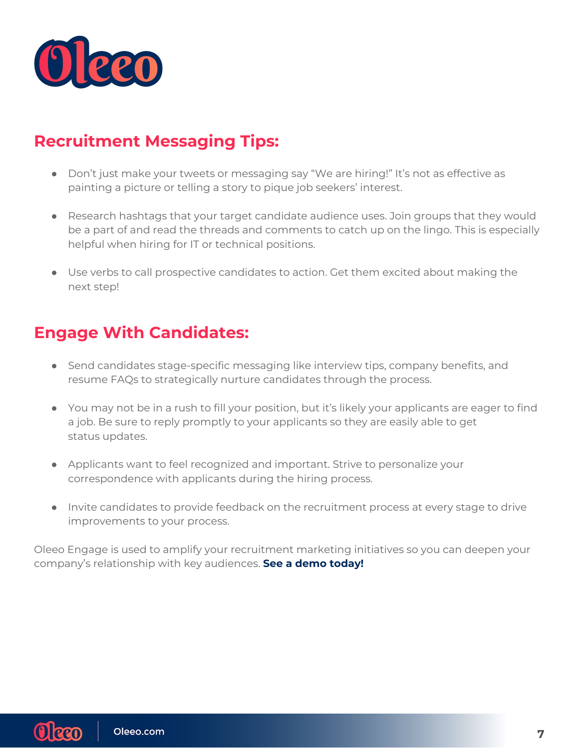## Recruitment Messaging Tips:

- Don't just make your tweets or messaging say "We are hiring!" It's not as effective as painting a picture or telling a story to pique job seekers' interest.
- Research hashtags that your target candidate audience uses. Join groups that they would be a part of and read the threads and comments to catch up on the lingo. This is especially helpful when hiring for IT or technical positions.
- Use verbs to call prospective candidates to action. Get them excited about making the next step!

## Engage With Candidates:

- Send candidates stage-specific messaging like interview tips, company benefits, and resume FAQs to strategically nurture candidates through the process.
- You may not be in a rush to fill your position, but it's likely your applicants are eager to find a job. Be sure to reply promptly to your applicants so they are easily able to get status updates.
- Applicants want to feel recognized and important. Strive to personalize your correspondence with applicants during the hiring process.
- Invite candidates to provide feedback on the recruitment process at every stage to drive improvements to your process.

Oleeo Engage is used to amplify your recruitment marketing initiatives so you can deepen your company's relationship with key audiences. **See a demo today!**